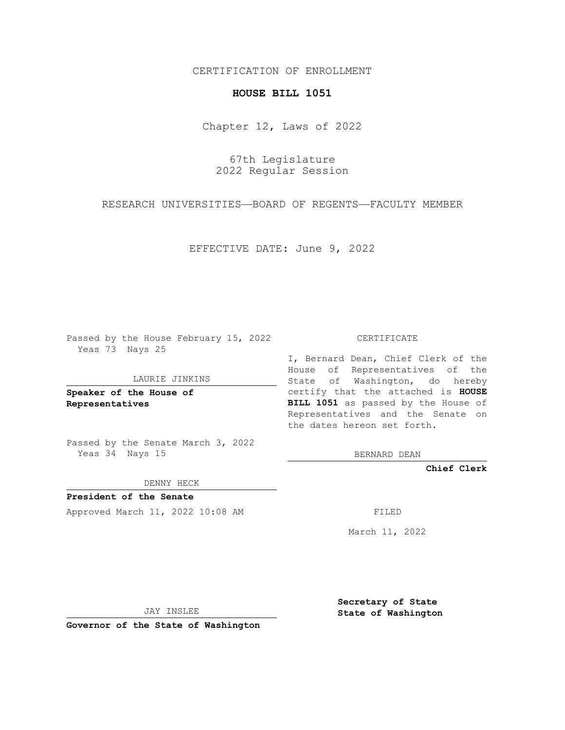CERTIFICATION OF ENROLLMENT

# HOUSE BILL 1051

Chapter 12, Laws of 2022

67th Legislature
2022 Regular Session

RESEARCH UNIVERSITIES—BOARD OF REGENTS—FACULTY MEMBER

EFFECTIVE DATE: June 9, 2022

Passed by the House February 15, 2022
Yeas 73 Nays 25

LAURIE JINKINS

**Speaker of the House of Representatives**

Passed by the Senate March 3, 2022
Yeas 34 Nays 15

DENNY HECK

**President of the Senate**

Approved March 11, 2022 10:08 AM

JAY INSLEE

**Governor of the State of Washington**

CERTIFICATE

I, Bernard Dean, Chief Clerk of the House of Representatives of the State of Washington, do hereby certify that the attached is **HOUSE BILL 1051** as passed by the House of Representatives and the Senate on the dates hereon set forth.

BERNARD DEAN

**Chief Clerk**

FILED

March 11, 2022

**Secretary of State
State of Washington**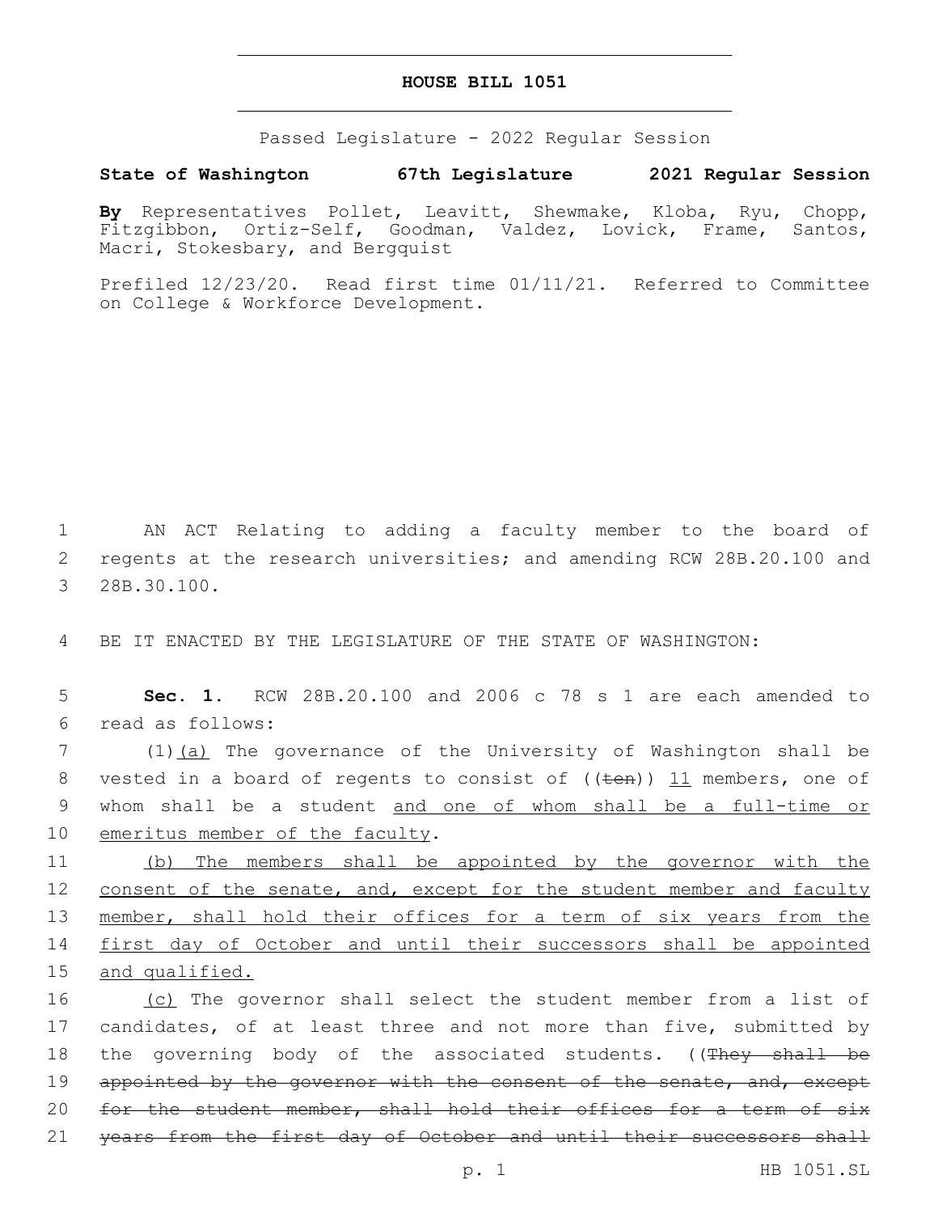# HOUSE BILL 1051

Passed Legislature - 2022 Regular Session

**State of Washington 67th Legislature 2021 Regular Session**

**By** Representatives Pollet, Leavitt, Shewmake, Kloba, Ryu, Chopp, Fitzgibbon, Ortiz-Self, Goodman, Valdez, Lovick, Frame, Santos, Macri, Stokesbary, and Bergquist

Prefiled 12/23/20. Read first time 01/11/21. Referred to Committee on College & Workforce Development.

1 AN ACT Relating to adding a faculty member to the board of
2 regents at the research universities; and amending RCW 28B.20.100 and
3 28B.30.100.

4 BE IT ENACTED BY THE LEGISLATURE OF THE STATE OF WASHINGTON:

5 **Sec. 1.** RCW 28B.20.100 and 2006 c 78 s 1 are each amended to
6 read as follows:

7 (1)<u>(a)</u> The governance of the University of Washington shall be
8 vested in a board of regents to consist of ((~~ten~~)) <u>11</u> members, one of
9 whom shall be a student <u>and one of whom shall be a full-time or</u>
10 <u>emeritus member of the faculty</u>.

11 <u>(b) The members shall be appointed by the governor with the</u>
12 <u>consent of the senate, and, except for the student member and faculty</u>
13 <u>member, shall hold their offices for a term of six years from the</u>
14 <u>first day of October and until their successors shall be appointed</u>
15 <u>and qualified.</u>

16 <u>(c)</u> The governor shall select the student member from a list of
17 candidates, of at least three and not more than five, submitted by
18 the governing body of the associated students. ((~~They shall be~~
19 ~~appointed by the governor with the consent of the senate, and, except~~
20 ~~for the student member, shall hold their offices for a term of six~~
21 ~~years from the first day of October and until their successors shall~~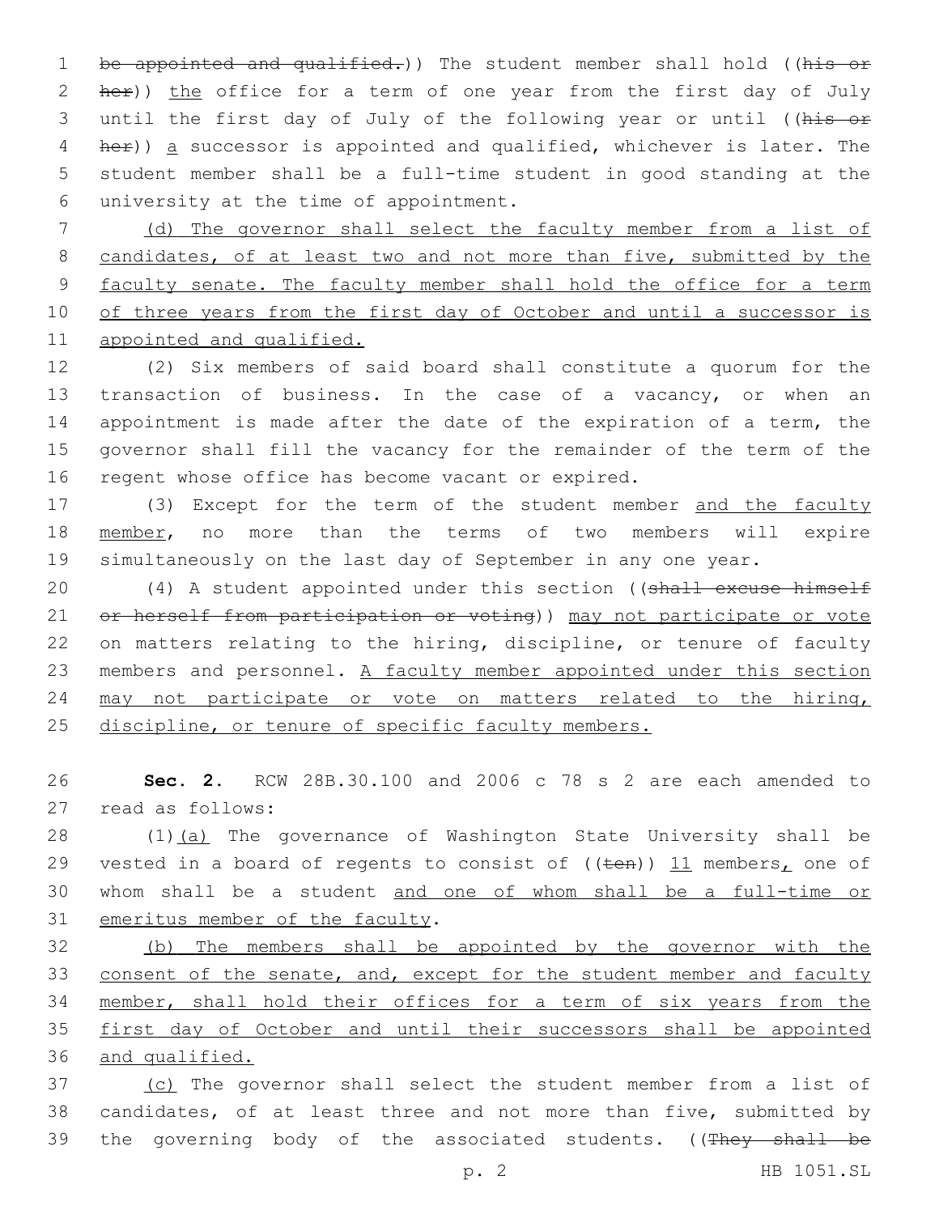be appointed and qualified.)) The student member shall hold ((his or her)) the office for a term of one year from the first day of July until the first day of July of the following year or until ((his or her)) a successor is appointed and qualified, whichever is later. The student member shall be a full-time student in good standing at the university at the time of appointment.

(d) The governor shall select the faculty member from a list of candidates, of at least two and not more than five, submitted by the faculty senate. The faculty member shall hold the office for a term of three years from the first day of October and until a successor is appointed and qualified.

(2) Six members of said board shall constitute a quorum for the transaction of business. In the case of a vacancy, or when an appointment is made after the date of the expiration of a term, the governor shall fill the vacancy for the remainder of the term of the regent whose office has become vacant or expired.

(3) Except for the term of the student member and the faculty member, no more than the terms of two members will expire simultaneously on the last day of September in any one year.

(4) A student appointed under this section ((shall excuse himself or herself from participation or voting)) may not participate or vote on matters relating to the hiring, discipline, or tenure of faculty members and personnel. A faculty member appointed under this section may not participate or vote on matters related to the hiring, discipline, or tenure of specific faculty members.

**Sec. 2.** RCW 28B.30.100 and 2006 c 78 s 2 are each amended to read as follows:

(1)(a) The governance of Washington State University shall be vested in a board of regents to consist of ((ten)) 11 members, one of whom shall be a student and one of whom shall be a full-time or emeritus member of the faculty.

(b) The members shall be appointed by the governor with the consent of the senate, and, except for the student member and faculty member, shall hold their offices for a term of six years from the first day of October and until their successors shall be appointed and qualified.

(c) The governor shall select the student member from a list of candidates, of at least three and not more than five, submitted by the governing body of the associated students. ((They shall be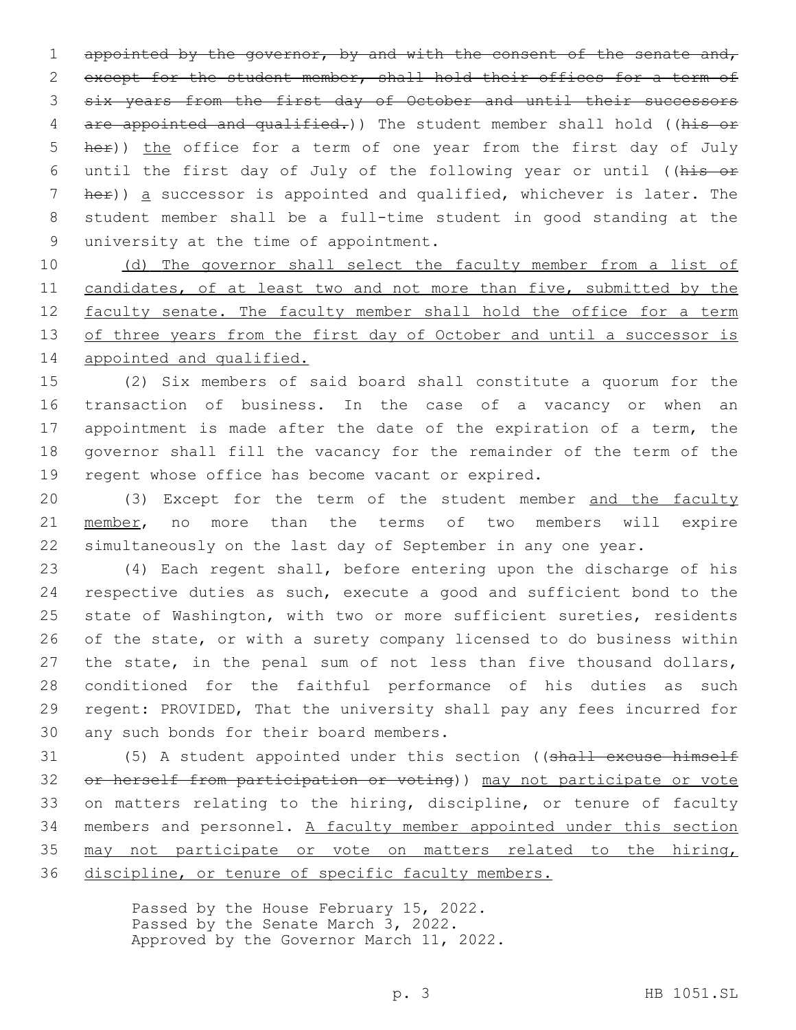appointed by the governor, by and with the consent of the senate and, except for the student member, shall hold their offices for a term of six years from the first day of October and until their successors are appointed and qualified.)) The student member shall hold ((his or her)) the office for a term of one year from the first day of July until the first day of July of the following year or until ((his or her)) a successor is appointed and qualified, whichever is later. The student member shall be a full-time student in good standing at the university at the time of appointment.

(d) The governor shall select the faculty member from a list of candidates, of at least two and not more than five, submitted by the faculty senate. The faculty member shall hold the office for a term of three years from the first day of October and until a successor is appointed and qualified.

(2) Six members of said board shall constitute a quorum for the transaction of business. In the case of a vacancy or when an appointment is made after the date of the expiration of a term, the governor shall fill the vacancy for the remainder of the term of the regent whose office has become vacant or expired.

(3) Except for the term of the student member and the faculty member, no more than the terms of two members will expire simultaneously on the last day of September in any one year.

(4) Each regent shall, before entering upon the discharge of his respective duties as such, execute a good and sufficient bond to the state of Washington, with two or more sufficient sureties, residents of the state, or with a surety company licensed to do business within the state, in the penal sum of not less than five thousand dollars, conditioned for the faithful performance of his duties as such regent: PROVIDED, That the university shall pay any fees incurred for any such bonds for their board members.

(5) A student appointed under this section ((shall excuse himself or herself from participation or voting)) may not participate or vote on matters relating to the hiring, discipline, or tenure of faculty members and personnel. A faculty member appointed under this section may not participate or vote on matters related to the hiring, discipline, or tenure of specific faculty members.

Passed by the House February 15, 2022.
Passed by the Senate March 3, 2022.
Approved by the Governor March 11, 2022.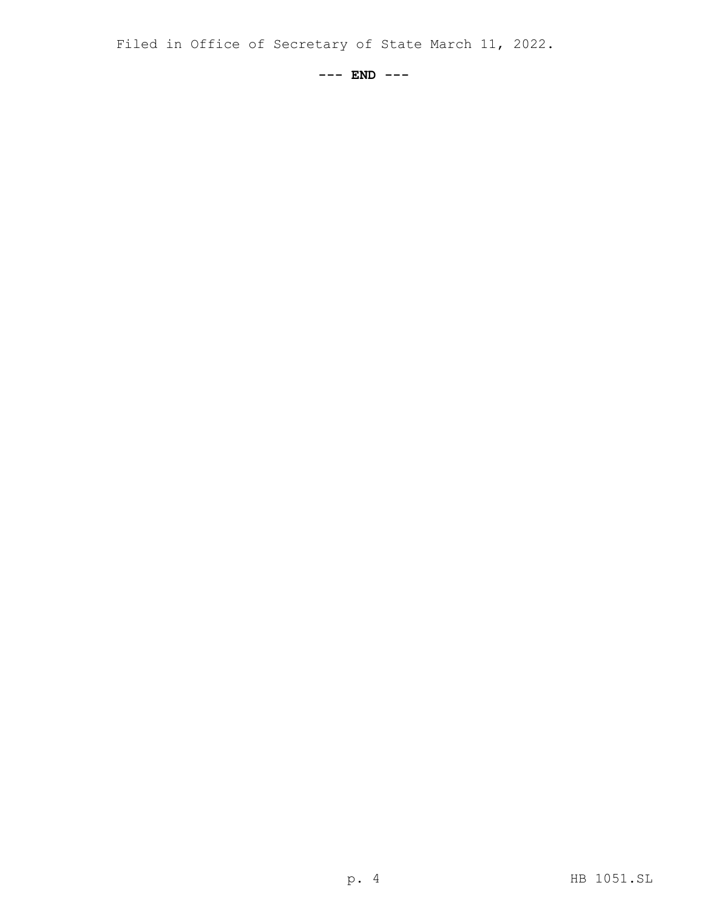Filed in Office of Secretary of State March 11, 2022.

**--- END ---**